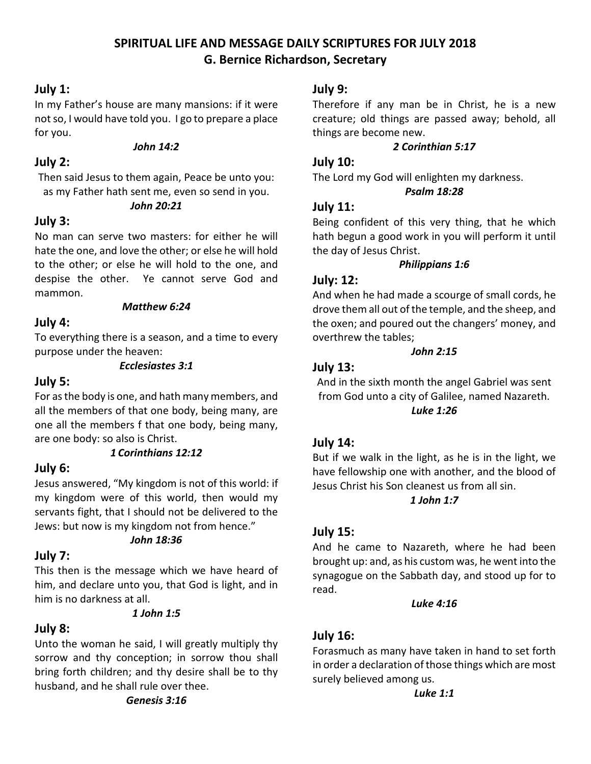# SPIRITUAL LIFE AND MESSAGE DAILY SCRIPTURES FOR JULY 2018

## G. Bernice Richardson, Secretary

### July 1:

In my Father's house are many mansions: if it were not so, I would have told you. I go to prepare a place for you.

***John 14:2***

### July 2:

Then said Jesus to them again, Peace be unto you: as my Father hath sent me, even so send in you.

***John 20:21***

### July 3:

No man can serve two masters: for either he will hate the one, and love the other; or else he will hold to the other; or else he will hold to the one, and despise the other. Ye cannot serve God and mammon.

***Matthew 6:24***

### July 4:

To everything there is a season, and a time to every purpose under the heaven:

***Ecclesiastes 3:1***

### July 5:

For as the body is one, and hath many members, and all the members of that one body, being many, are one all the members f that one body, being many, are one body: so also is Christ.

***1 Corinthians 12:12***

### July 6:

Jesus answered, "My kingdom is not of this world: if my kingdom were of this world, then would my servants fight, that I should not be delivered to the Jews: but now is my kingdom not from hence."

***John 18:36***

### July 7:

This then is the message which we have heard of him, and declare unto you, that God is light, and in him is no darkness at all.

***1 John 1:5***

### July 8:

Unto the woman he said, I will greatly multiply thy sorrow and thy conception; in sorrow thou shall bring forth children; and thy desire shall be to thy husband, and he shall rule over thee.

***Genesis 3:16***

### July 9:

Therefore if any man be in Christ, he is a new creature; old things are passed away; behold, all things are become new.

***2 Corinthian 5:17***

### July 10:

The Lord my God will enlighten my darkness.

***Psalm 18:28***

### July 11:

Being confident of this very thing, that he which hath begun a good work in you will perform it until the day of Jesus Christ.

***Philippians 1:6***

### July: 12:

And when he had made a scourge of small cords, he drove them all out of the temple, and the sheep, and the oxen; and poured out the changers' money, and overthrew the tables;

***John 2:15***

### July 13:

And in the sixth month the angel Gabriel was sent from God unto a city of Galilee, named Nazareth.

***Luke 1:26***

### July 14:

But if we walk in the light, as he is in the light, we have fellowship one with another, and the blood of Jesus Christ his Son cleanest us from all sin.

***1 John 1:7***

### July 15:

And he came to Nazareth, where he had been brought up: and, as his custom was, he went into the synagogue on the Sabbath day, and stood up for to read.

***Luke 4:16***

### July 16:

Forasmuch as many have taken in hand to set forth in order a declaration of those things which are most surely believed among us.

***Luke 1:1***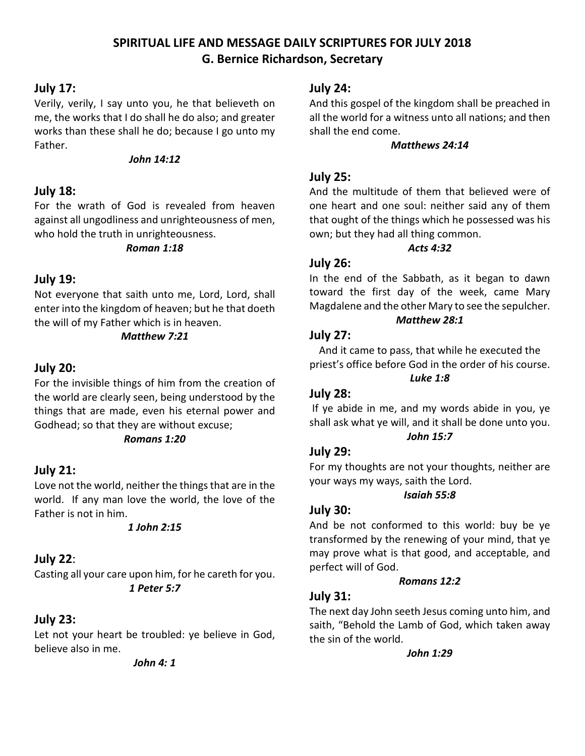## SPIRITUAL LIFE AND MESSAGE DAILY SCRIPTURES FOR JULY 2018
## G. Bernice Richardson, Secretary

### July 17:

Verily, verily, I say unto you, he that believeth on me, the works that I do shall he do also; and greater works than these shall he do; because I go unto my Father.

***John 14:12***

### July 18:

For the wrath of God is revealed from heaven against all ungodliness and unrighteousness of men, who hold the truth in unrighteousness.

***Roman 1:18***

### July 19:

Not everyone that saith unto me, Lord, Lord, shall enter into the kingdom of heaven; but he that doeth the will of my Father which is in heaven.

***Matthew 7:21***

### July 20:

For the invisible things of him from the creation of the world are clearly seen, being understood by the things that are made, even his eternal power and Godhead; so that they are without excuse;

***Romans 1:20***

### July 21:

Love not the world, neither the things that are in the world. If any man love the world, the love of the Father is not in him.

***1 John 2:15***

### July 22:

Casting all your care upon him, for he careth for you.

***1 Peter 5:7***

### July 23:

Let not your heart be troubled: ye believe in God, believe also in me.

***John 4: 1***

### July 24:

And this gospel of the kingdom shall be preached in all the world for a witness unto all nations; and then shall the end come.

***Matthews 24:14***

### July 25:

And the multitude of them that believed were of one heart and one soul: neither said any of them that ought of the things which he possessed was his own; but they had all thing common.

***Acts 4:32***

### July 26:

In the end of the Sabbath, as it began to dawn toward the first day of the week, came Mary Magdalene and the other Mary to see the sepulcher.

***Matthew 28:1***

### July 27:

And it came to pass, that while he executed the priest's office before God in the order of his course.

***Luke 1:8***

### July 28:

If ye abide in me, and my words abide in you, ye shall ask what ye will, and it shall be done unto you.

***John 15:7***

### July 29:

For my thoughts are not your thoughts, neither are your ways my ways, saith the Lord.

***Isaiah 55:8***

### July 30:

And be not conformed to this world: buy be ye transformed by the renewing of your mind, that ye may prove what is that good, and acceptable, and perfect will of God.

***Romans 12:2***

### July 31:

The next day John seeth Jesus coming unto him, and saith, "Behold the Lamb of God, which taken away the sin of the world.

***John 1:29***